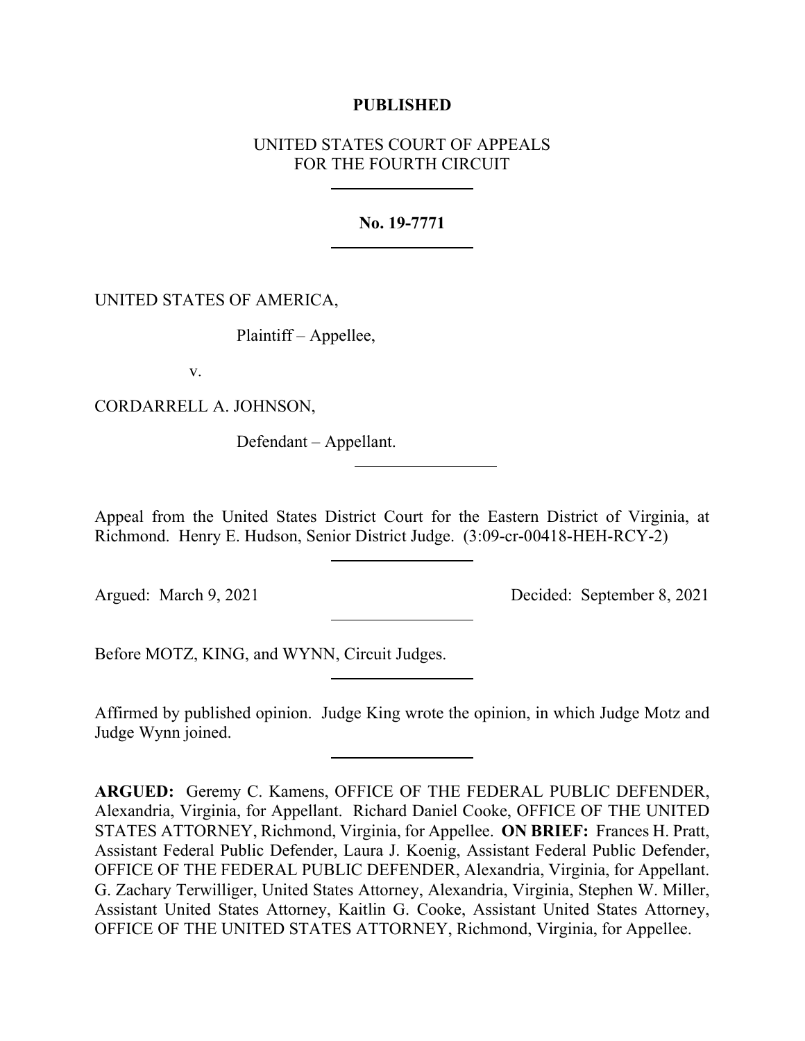**PUBLISHED**

UNITED STATES COURT OF APPEALS
FOR THE FOURTH CIRCUIT

---

**No. 19-7771**

---

UNITED STATES OF AMERICA,

Plaintiff – Appellee,

v.

CORDARRELL A. JOHNSON,

Defendant – Appellant.

---

Appeal from the United States District Court for the Eastern District of Virginia, at Richmond. Henry E. Hudson, Senior District Judge. (3:09-cr-00418-HEH-RCY-2)

---

Argued: March 9, 2021 Decided: September 8, 2021

---

Before MOTZ, KING, and WYNN, Circuit Judges.

---

Affirmed by published opinion. Judge King wrote the opinion, in which Judge Motz and Judge Wynn joined.

---

**ARGUED:** Geremy C. Kamens, OFFICE OF THE FEDERAL PUBLIC DEFENDER, Alexandria, Virginia, for Appellant. Richard Daniel Cooke, OFFICE OF THE UNITED STATES ATTORNEY, Richmond, Virginia, for Appellee. **ON BRIEF:** Frances H. Pratt, Assistant Federal Public Defender, Laura J. Koenig, Assistant Federal Public Defender, OFFICE OF THE FEDERAL PUBLIC DEFENDER, Alexandria, Virginia, for Appellant. G. Zachary Terwilliger, United States Attorney, Alexandria, Virginia, Stephen W. Miller, Assistant United States Attorney, Kaitlin G. Cooke, Assistant United States Attorney, OFFICE OF THE UNITED STATES ATTORNEY, Richmond, Virginia, for Appellee.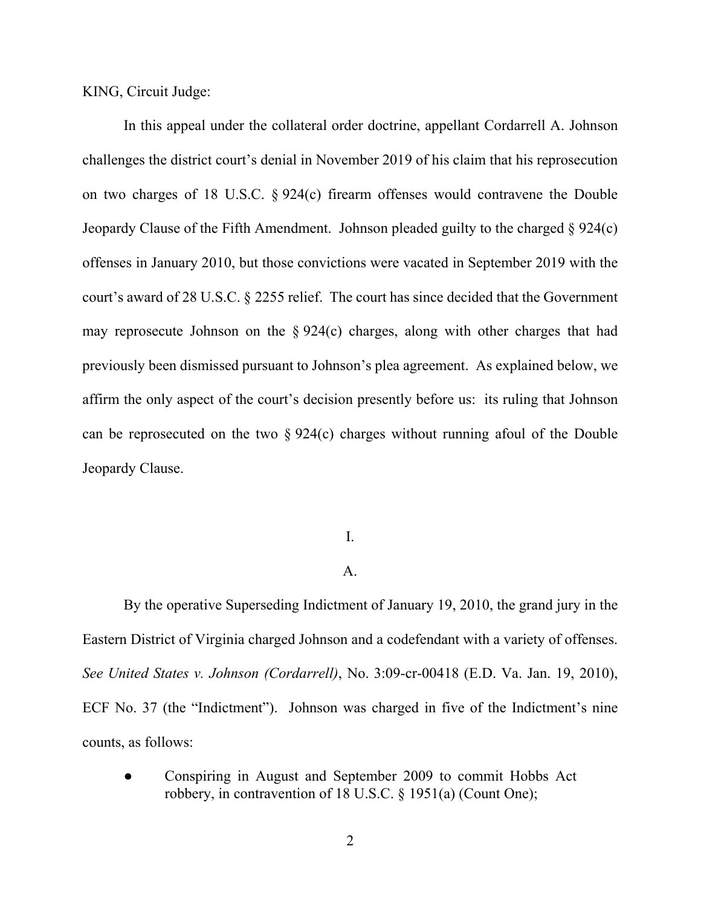KING, Circuit Judge:

In this appeal under the collateral order doctrine, appellant Cordarrell A. Johnson challenges the district court's denial in November 2019 of his claim that his reprosecution on two charges of 18 U.S.C. § 924(c) firearm offenses would contravene the Double Jeopardy Clause of the Fifth Amendment. Johnson pleaded guilty to the charged § 924(c) offenses in January 2010, but those convictions were vacated in September 2019 with the court's award of 28 U.S.C. § 2255 relief. The court has since decided that the Government may reprosecute Johnson on the § 924(c) charges, along with other charges that had previously been dismissed pursuant to Johnson's plea agreement. As explained below, we affirm the only aspect of the court's decision presently before us: its ruling that Johnson can be reprosecuted on the two § 924(c) charges without running afoul of the Double Jeopardy Clause.

## I.

### A.

By the operative Superseding Indictment of January 19, 2010, the grand jury in the Eastern District of Virginia charged Johnson and a codefendant with a variety of offenses. *See United States v. Johnson (Cordarrell)*, No. 3:09-cr-00418 (E.D. Va. Jan. 19, 2010), ECF No. 37 (the "Indictment"). Johnson was charged in five of the Indictment's nine counts, as follows:

- Conspiring in August and September 2009 to commit Hobbs Act robbery, in contravention of 18 U.S.C. § 1951(a) (Count One);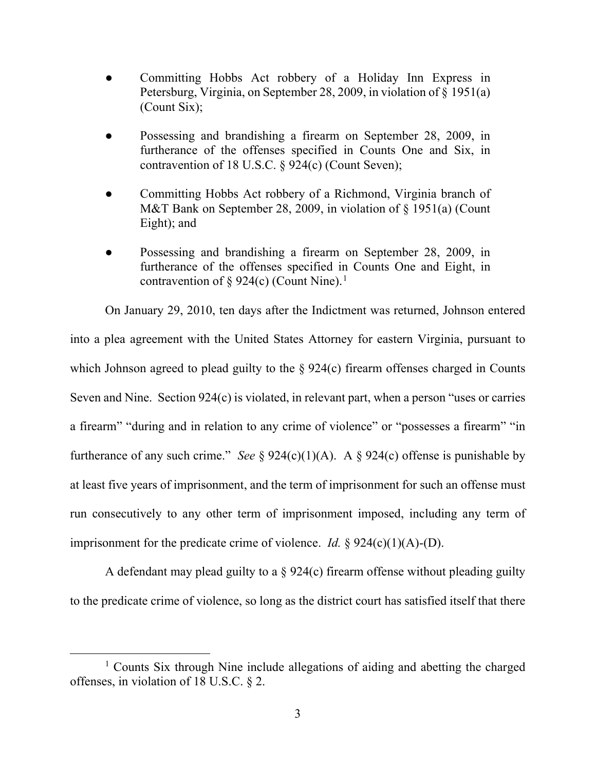- Committing Hobbs Act robbery of a Holiday Inn Express in Petersburg, Virginia, on September 28, 2009, in violation of § 1951(a) (Count Six);

- Possessing and brandishing a firearm on September 28, 2009, in furtherance of the offenses specified in Counts One and Six, in contravention of 18 U.S.C. § 924(c) (Count Seven);

- Committing Hobbs Act robbery of a Richmond, Virginia branch of M&T Bank on September 28, 2009, in violation of § 1951(a) (Count Eight); and

- Possessing and brandishing a firearm on September 28, 2009, in furtherance of the offenses specified in Counts One and Eight, in contravention of § 924(c) (Count Nine).[1]

On January 29, 2010, ten days after the Indictment was returned, Johnson entered into a plea agreement with the United States Attorney for eastern Virginia, pursuant to which Johnson agreed to plead guilty to the § 924(c) firearm offenses charged in Counts Seven and Nine. Section 924(c) is violated, in relevant part, when a person "uses or carries a firearm" "during and in relation to any crime of violence" or "possesses a firearm" "in furtherance of any such crime." *See* § 924(c)(1)(A). A § 924(c) offense is punishable by at least five years of imprisonment, and the term of imprisonment for such an offense must run consecutively to any other term of imprisonment imposed, including any term of imprisonment for the predicate crime of violence. *Id.* § 924(c)(1)(A)-(D).

A defendant may plead guilty to a § 924(c) firearm offense without pleading guilty to the predicate crime of violence, so long as the district court has satisfied itself that there

[1] Counts Six through Nine include allegations of aiding and abetting the charged offenses, in violation of 18 U.S.C. § 2.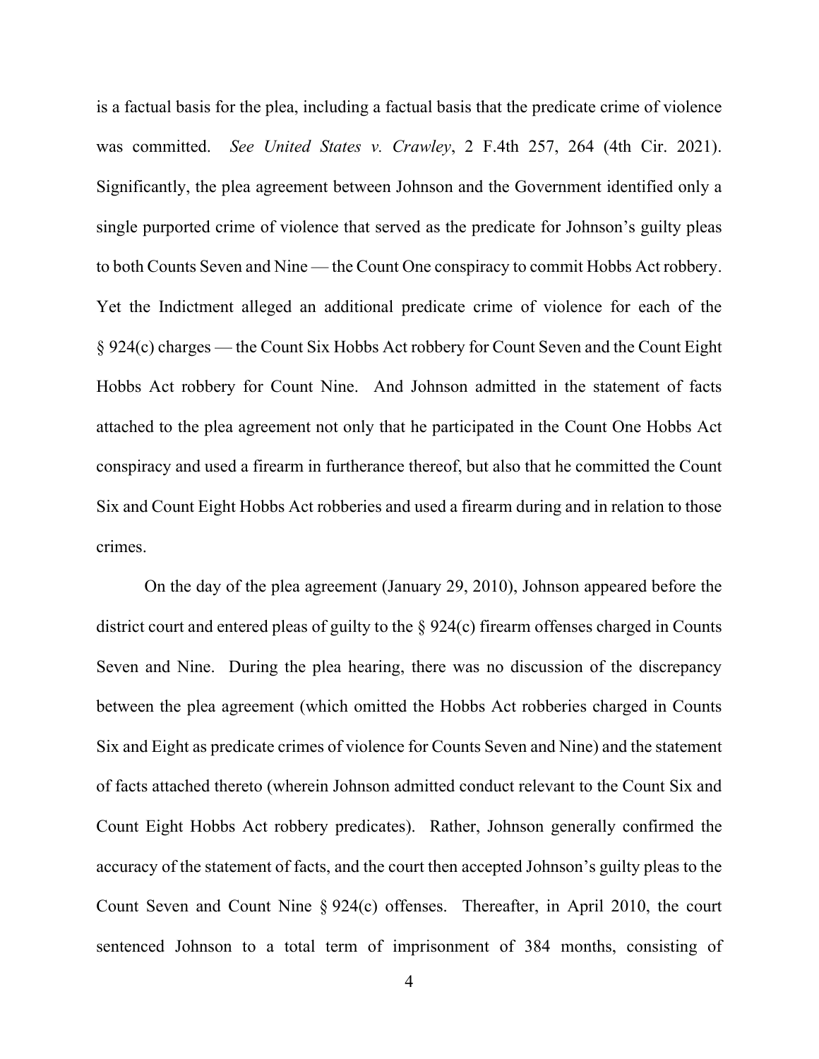is a factual basis for the plea, including a factual basis that the predicate crime of violence was committed. *See United States v. Crawley*, 2 F.4th 257, 264 (4th Cir. 2021). Significantly, the plea agreement between Johnson and the Government identified only a single purported crime of violence that served as the predicate for Johnson's guilty pleas to both Counts Seven and Nine — the Count One conspiracy to commit Hobbs Act robbery. Yet the Indictment alleged an additional predicate crime of violence for each of the § 924(c) charges — the Count Six Hobbs Act robbery for Count Seven and the Count Eight Hobbs Act robbery for Count Nine. And Johnson admitted in the statement of facts attached to the plea agreement not only that he participated in the Count One Hobbs Act conspiracy and used a firearm in furtherance thereof, but also that he committed the Count Six and Count Eight Hobbs Act robberies and used a firearm during and in relation to those crimes.

On the day of the plea agreement (January 29, 2010), Johnson appeared before the district court and entered pleas of guilty to the § 924(c) firearm offenses charged in Counts Seven and Nine. During the plea hearing, there was no discussion of the discrepancy between the plea agreement (which omitted the Hobbs Act robberies charged in Counts Six and Eight as predicate crimes of violence for Counts Seven and Nine) and the statement of facts attached thereto (wherein Johnson admitted conduct relevant to the Count Six and Count Eight Hobbs Act robbery predicates). Rather, Johnson generally confirmed the accuracy of the statement of facts, and the court then accepted Johnson's guilty pleas to the Count Seven and Count Nine § 924(c) offenses. Thereafter, in April 2010, the court sentenced Johnson to a total term of imprisonment of 384 months, consisting of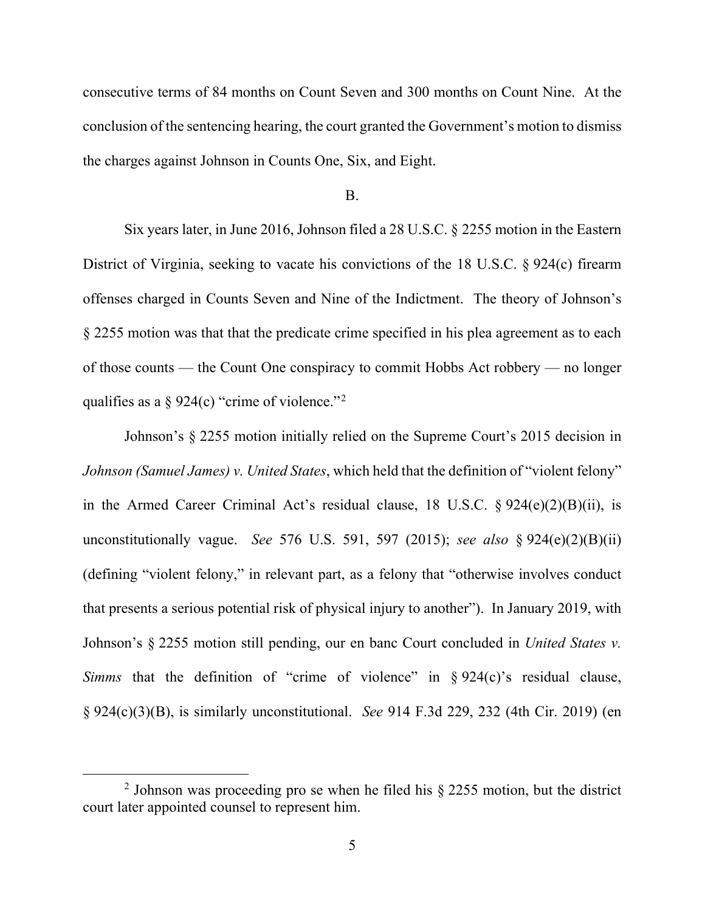consecutive terms of 84 months on Count Seven and 300 months on Count Nine. At the conclusion of the sentencing hearing, the court granted the Government's motion to dismiss the charges against Johnson in Counts One, Six, and Eight.

B.

Six years later, in June 2016, Johnson filed a 28 U.S.C. § 2255 motion in the Eastern District of Virginia, seeking to vacate his convictions of the 18 U.S.C. § 924(c) firearm offenses charged in Counts Seven and Nine of the Indictment. The theory of Johnson's § 2255 motion was that that the predicate crime specified in his plea agreement as to each of those counts — the Count One conspiracy to commit Hobbs Act robbery — no longer qualifies as a § 924(c) "crime of violence."[2]

Johnson's § 2255 motion initially relied on the Supreme Court's 2015 decision in *Johnson (Samuel James) v. United States*, which held that the definition of "violent felony" in the Armed Career Criminal Act's residual clause, 18 U.S.C. § 924(e)(2)(B)(ii), is unconstitutionally vague. *See* 576 U.S. 591, 597 (2015); *see also* § 924(e)(2)(B)(ii) (defining "violent felony," in relevant part, as a felony that "otherwise involves conduct that presents a serious potential risk of physical injury to another"). In January 2019, with Johnson's § 2255 motion still pending, our en banc Court concluded in *United States v. Simms* that the definition of "crime of violence" in § 924(c)'s residual clause, § 924(c)(3)(B), is similarly unconstitutional. *See* 914 F.3d 229, 232 (4th Cir. 2019) (en

---

[2] Johnson was proceeding pro se when he filed his § 2255 motion, but the district court later appointed counsel to represent him.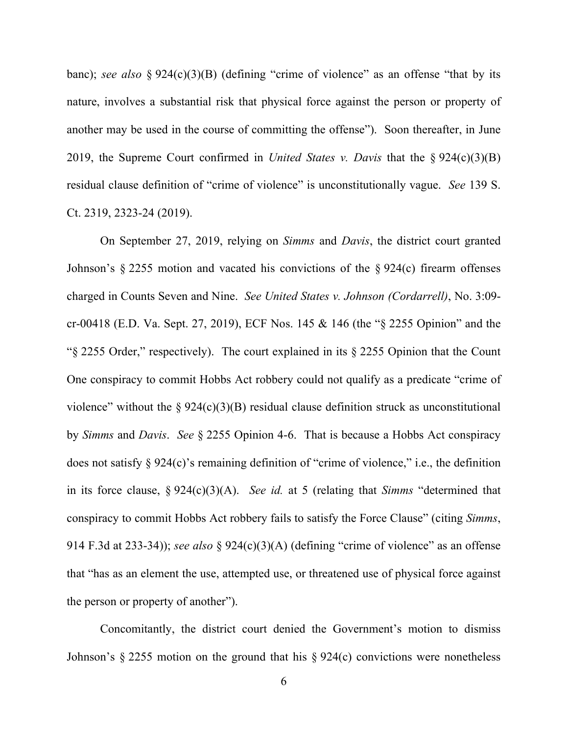banc); *see also* § 924(c)(3)(B) (defining "crime of violence" as an offense "that by its nature, involves a substantial risk that physical force against the person or property of another may be used in the course of committing the offense"). Soon thereafter, in June 2019, the Supreme Court confirmed in *United States v. Davis* that the § 924(c)(3)(B) residual clause definition of "crime of violence" is unconstitutionally vague. *See* 139 S. Ct. 2319, 2323-24 (2019).

On September 27, 2019, relying on *Simms* and *Davis*, the district court granted Johnson's § 2255 motion and vacated his convictions of the § 924(c) firearm offenses charged in Counts Seven and Nine. *See United States v. Johnson (Cordarrell)*, No. 3:09-cr-00418 (E.D. Va. Sept. 27, 2019), ECF Nos. 145 & 146 (the "§ 2255 Opinion" and the "§ 2255 Order," respectively). The court explained in its § 2255 Opinion that the Count One conspiracy to commit Hobbs Act robbery could not qualify as a predicate "crime of violence" without the § 924(c)(3)(B) residual clause definition struck as unconstitutional by *Simms* and *Davis*. *See* § 2255 Opinion 4-6. That is because a Hobbs Act conspiracy does not satisfy § 924(c)'s remaining definition of "crime of violence," i.e., the definition in its force clause, § 924(c)(3)(A). *See id.* at 5 (relating that *Simms* "determined that conspiracy to commit Hobbs Act robbery fails to satisfy the Force Clause" (citing *Simms*, 914 F.3d at 233-34)); *see also* § 924(c)(3)(A) (defining "crime of violence" as an offense that "has as an element the use, attempted use, or threatened use of physical force against the person or property of another").

Concomitantly, the district court denied the Government's motion to dismiss Johnson's § 2255 motion on the ground that his § 924(c) convictions were nonetheless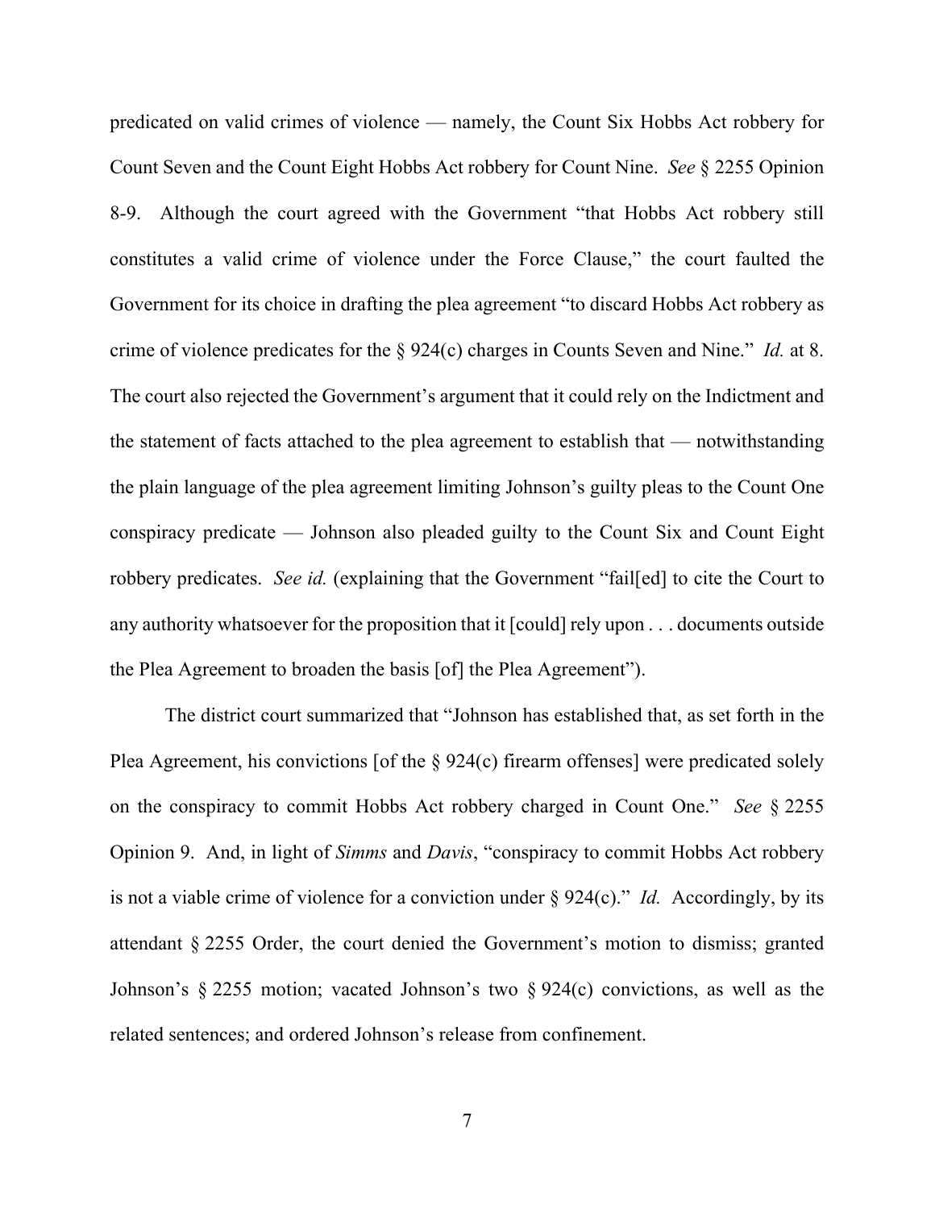predicated on valid crimes of violence — namely, the Count Six Hobbs Act robbery for Count Seven and the Count Eight Hobbs Act robbery for Count Nine. *See* § 2255 Opinion 8-9. Although the court agreed with the Government "that Hobbs Act robbery still constitutes a valid crime of violence under the Force Clause," the court faulted the Government for its choice in drafting the plea agreement "to discard Hobbs Act robbery as crime of violence predicates for the § 924(c) charges in Counts Seven and Nine." *Id.* at 8. The court also rejected the Government's argument that it could rely on the Indictment and the statement of facts attached to the plea agreement to establish that — notwithstanding the plain language of the plea agreement limiting Johnson's guilty pleas to the Count One conspiracy predicate — Johnson also pleaded guilty to the Count Six and Count Eight robbery predicates. *See id.* (explaining that the Government "fail[ed] to cite the Court to any authority whatsoever for the proposition that it [could] rely upon . . . documents outside the Plea Agreement to broaden the basis [of] the Plea Agreement").

The district court summarized that "Johnson has established that, as set forth in the Plea Agreement, his convictions [of the § 924(c) firearm offenses] were predicated solely on the conspiracy to commit Hobbs Act robbery charged in Count One." *See* § 2255 Opinion 9. And, in light of *Simms* and *Davis*, "conspiracy to commit Hobbs Act robbery is not a viable crime of violence for a conviction under § 924(c)." *Id.* Accordingly, by its attendant § 2255 Order, the court denied the Government's motion to dismiss; granted Johnson's § 2255 motion; vacated Johnson's two § 924(c) convictions, as well as the related sentences; and ordered Johnson's release from confinement.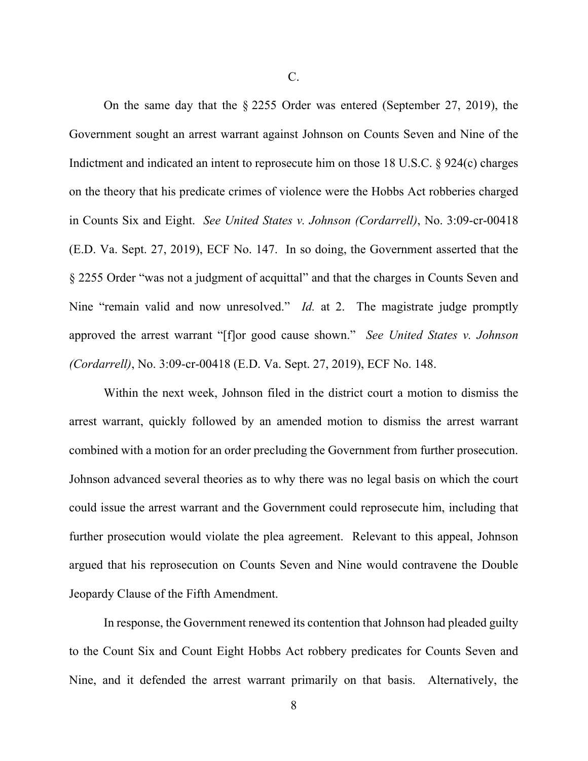C.

On the same day that the § 2255 Order was entered (September 27, 2019), the Government sought an arrest warrant against Johnson on Counts Seven and Nine of the Indictment and indicated an intent to reprosecute him on those 18 U.S.C. § 924(c) charges on the theory that his predicate crimes of violence were the Hobbs Act robberies charged in Counts Six and Eight. *See United States v. Johnson (Cordarrell)*, No. 3:09-cr-00418 (E.D. Va. Sept. 27, 2019), ECF No. 147. In so doing, the Government asserted that the § 2255 Order "was not a judgment of acquittal" and that the charges in Counts Seven and Nine "remain valid and now unresolved." *Id.* at 2. The magistrate judge promptly approved the arrest warrant "[f]or good cause shown." *See United States v. Johnson (Cordarrell)*, No. 3:09-cr-00418 (E.D. Va. Sept. 27, 2019), ECF No. 148.

Within the next week, Johnson filed in the district court a motion to dismiss the arrest warrant, quickly followed by an amended motion to dismiss the arrest warrant combined with a motion for an order precluding the Government from further prosecution. Johnson advanced several theories as to why there was no legal basis on which the court could issue the arrest warrant and the Government could reprosecute him, including that further prosecution would violate the plea agreement. Relevant to this appeal, Johnson argued that his reprosecution on Counts Seven and Nine would contravene the Double Jeopardy Clause of the Fifth Amendment.

In response, the Government renewed its contention that Johnson had pleaded guilty to the Count Six and Count Eight Hobbs Act robbery predicates for Counts Seven and Nine, and it defended the arrest warrant primarily on that basis. Alternatively, the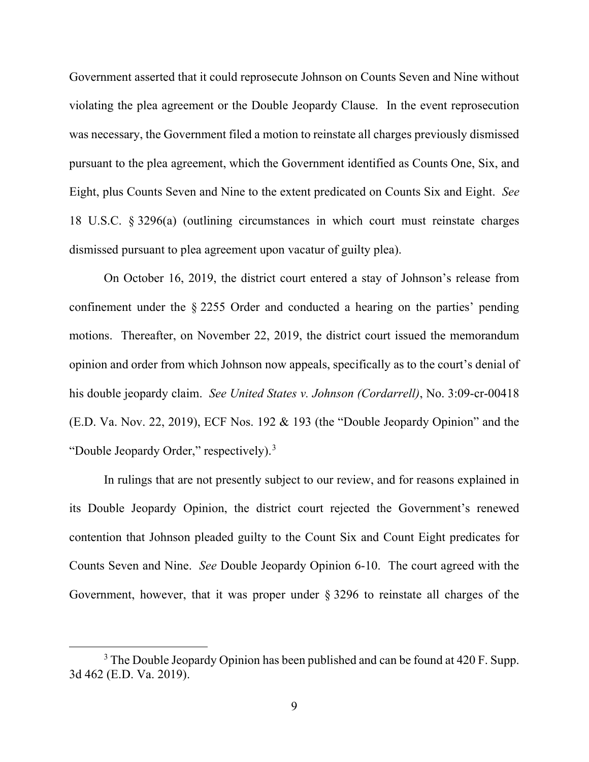Government asserted that it could reprosecute Johnson on Counts Seven and Nine without violating the plea agreement or the Double Jeopardy Clause. In the event reprosecution was necessary, the Government filed a motion to reinstate all charges previously dismissed pursuant to the plea agreement, which the Government identified as Counts One, Six, and Eight, plus Counts Seven and Nine to the extent predicated on Counts Six and Eight. *See* 18 U.S.C. § 3296(a) (outlining circumstances in which court must reinstate charges dismissed pursuant to plea agreement upon vacatur of guilty plea).

On October 16, 2019, the district court entered a stay of Johnson's release from confinement under the § 2255 Order and conducted a hearing on the parties' pending motions. Thereafter, on November 22, 2019, the district court issued the memorandum opinion and order from which Johnson now appeals, specifically as to the court's denial of his double jeopardy claim. *See United States v. Johnson (Cordarrell)*, No. 3:09-cr-00418 (E.D. Va. Nov. 22, 2019), ECF Nos. 192 & 193 (the "Double Jeopardy Opinion" and the "Double Jeopardy Order," respectively).[3]

In rulings that are not presently subject to our review, and for reasons explained in its Double Jeopardy Opinion, the district court rejected the Government's renewed contention that Johnson pleaded guilty to the Count Six and Count Eight predicates for Counts Seven and Nine. *See* Double Jeopardy Opinion 6-10. The court agreed with the Government, however, that it was proper under § 3296 to reinstate all charges of the

---

[3] The Double Jeopardy Opinion has been published and can be found at 420 F. Supp. 3d 462 (E.D. Va. 2019).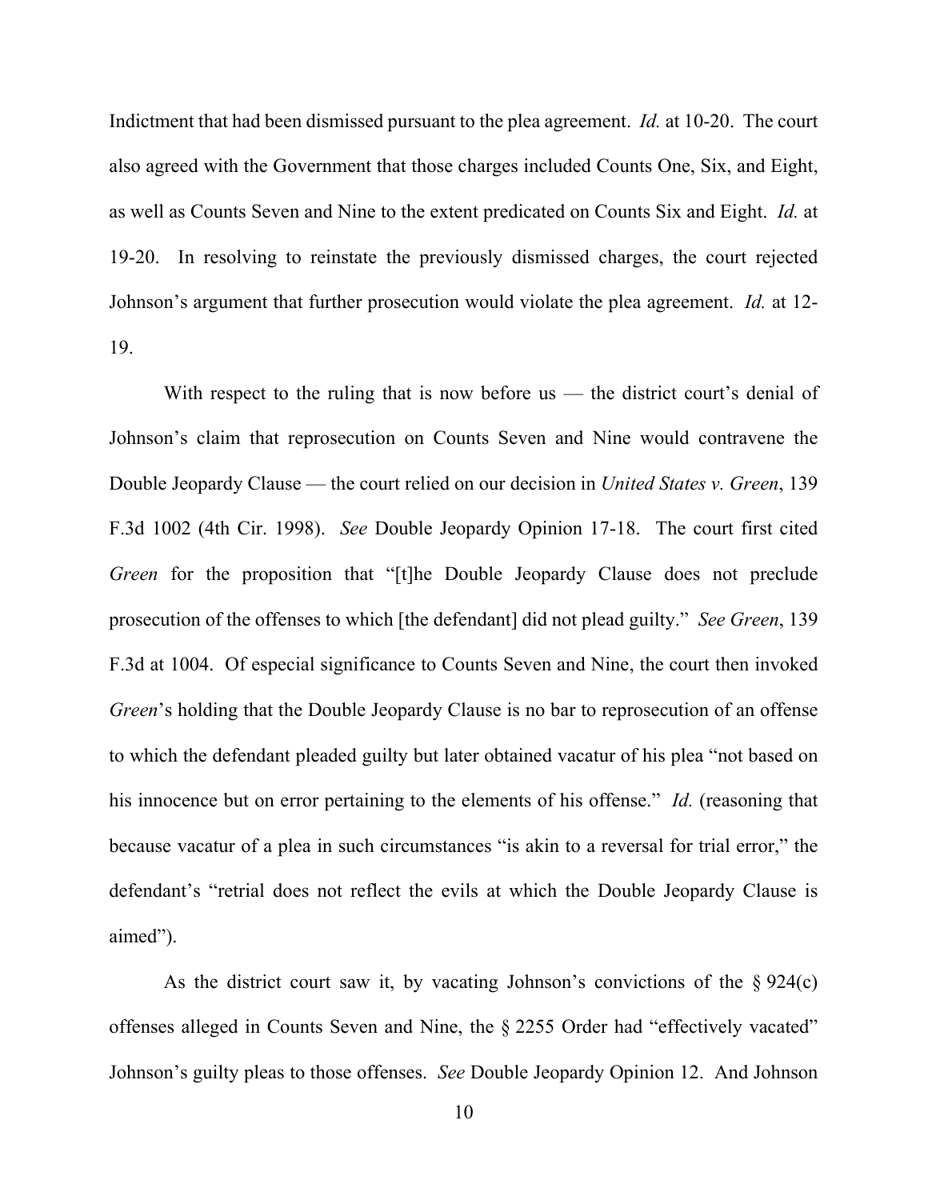Indictment that had been dismissed pursuant to the plea agreement. *Id.* at 10-20. The court also agreed with the Government that those charges included Counts One, Six, and Eight, as well as Counts Seven and Nine to the extent predicated on Counts Six and Eight. *Id.* at 19-20. In resolving to reinstate the previously dismissed charges, the court rejected Johnson's argument that further prosecution would violate the plea agreement. *Id.* at 12-19.

With respect to the ruling that is now before us — the district court's denial of Johnson's claim that reprosecution on Counts Seven and Nine would contravene the Double Jeopardy Clause — the court relied on our decision in *United States v. Green*, 139 F.3d 1002 (4th Cir. 1998). *See* Double Jeopardy Opinion 17-18. The court first cited *Green* for the proposition that "[t]he Double Jeopardy Clause does not preclude prosecution of the offenses to which [the defendant] did not plead guilty." *See Green*, 139 F.3d at 1004. Of especial significance to Counts Seven and Nine, the court then invoked *Green*'s holding that the Double Jeopardy Clause is no bar to reprosecution of an offense to which the defendant pleaded guilty but later obtained vacatur of his plea "not based on his innocence but on error pertaining to the elements of his offense." *Id.* (reasoning that because vacatur of a plea in such circumstances "is akin to a reversal for trial error," the defendant's "retrial does not reflect the evils at which the Double Jeopardy Clause is aimed").

As the district court saw it, by vacating Johnson's convictions of the § 924(c) offenses alleged in Counts Seven and Nine, the § 2255 Order had "effectively vacated" Johnson's guilty pleas to those offenses. *See* Double Jeopardy Opinion 12. And Johnson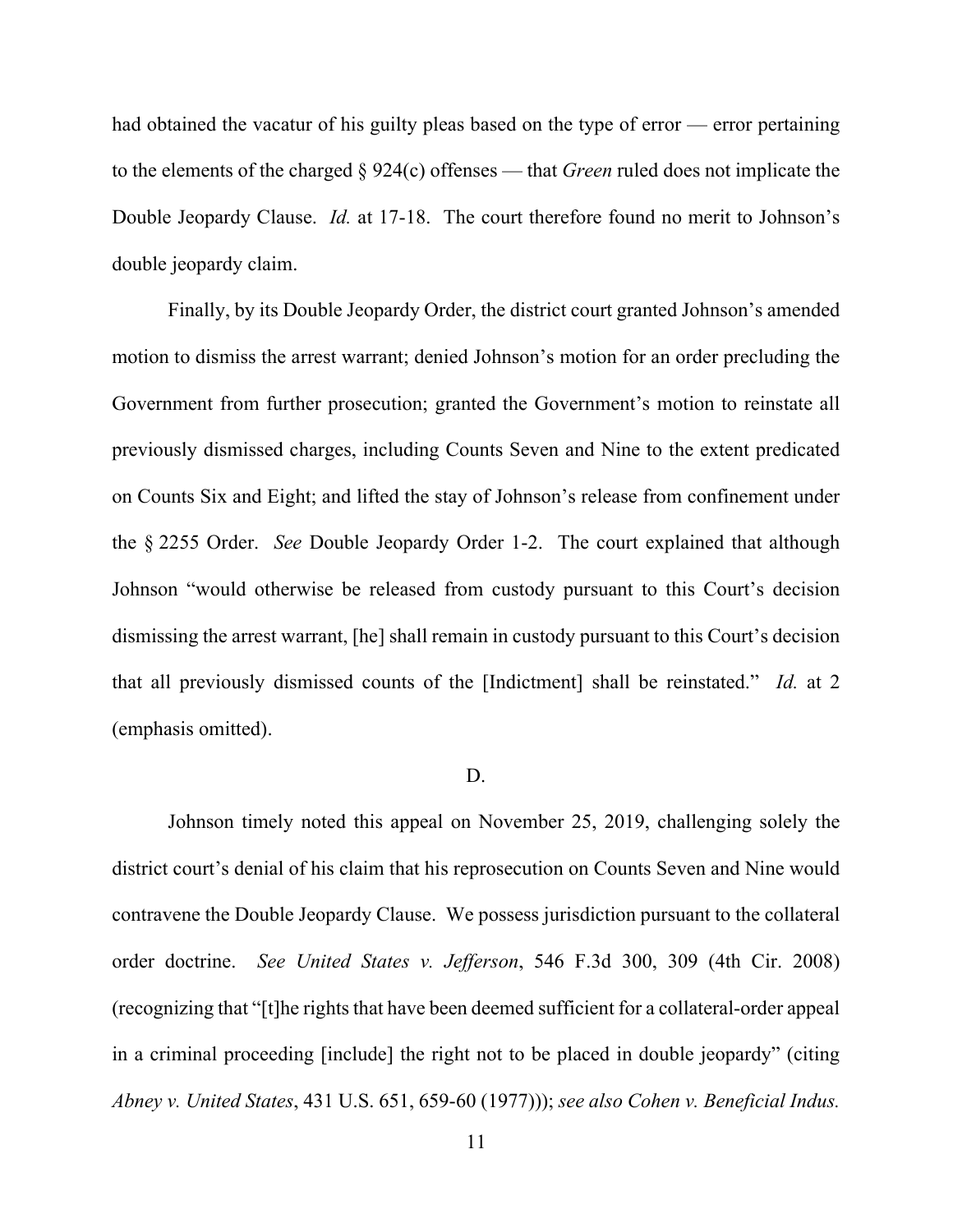had obtained the vacatur of his guilty pleas based on the type of error — error pertaining to the elements of the charged § 924(c) offenses — that *Green* ruled does not implicate the Double Jeopardy Clause. *Id.* at 17-18. The court therefore found no merit to Johnson's double jeopardy claim.

Finally, by its Double Jeopardy Order, the district court granted Johnson's amended motion to dismiss the arrest warrant; denied Johnson's motion for an order precluding the Government from further prosecution; granted the Government's motion to reinstate all previously dismissed charges, including Counts Seven and Nine to the extent predicated on Counts Six and Eight; and lifted the stay of Johnson's release from confinement under the § 2255 Order. *See* Double Jeopardy Order 1-2. The court explained that although Johnson "would otherwise be released from custody pursuant to this Court's decision dismissing the arrest warrant, [he] shall remain in custody pursuant to this Court's decision that all previously dismissed counts of the [Indictment] shall be reinstated." *Id.* at 2 (emphasis omitted).

D.

Johnson timely noted this appeal on November 25, 2019, challenging solely the district court's denial of his claim that his reprosecution on Counts Seven and Nine would contravene the Double Jeopardy Clause. We possess jurisdiction pursuant to the collateral order doctrine. *See United States v. Jefferson*, 546 F.3d 300, 309 (4th Cir. 2008) (recognizing that "[t]he rights that have been deemed sufficient for a collateral-order appeal in a criminal proceeding [include] the right not to be placed in double jeopardy" (citing *Abney v. United States*, 431 U.S. 651, 659-60 (1977))); *see also Cohen v. Beneficial Indus.*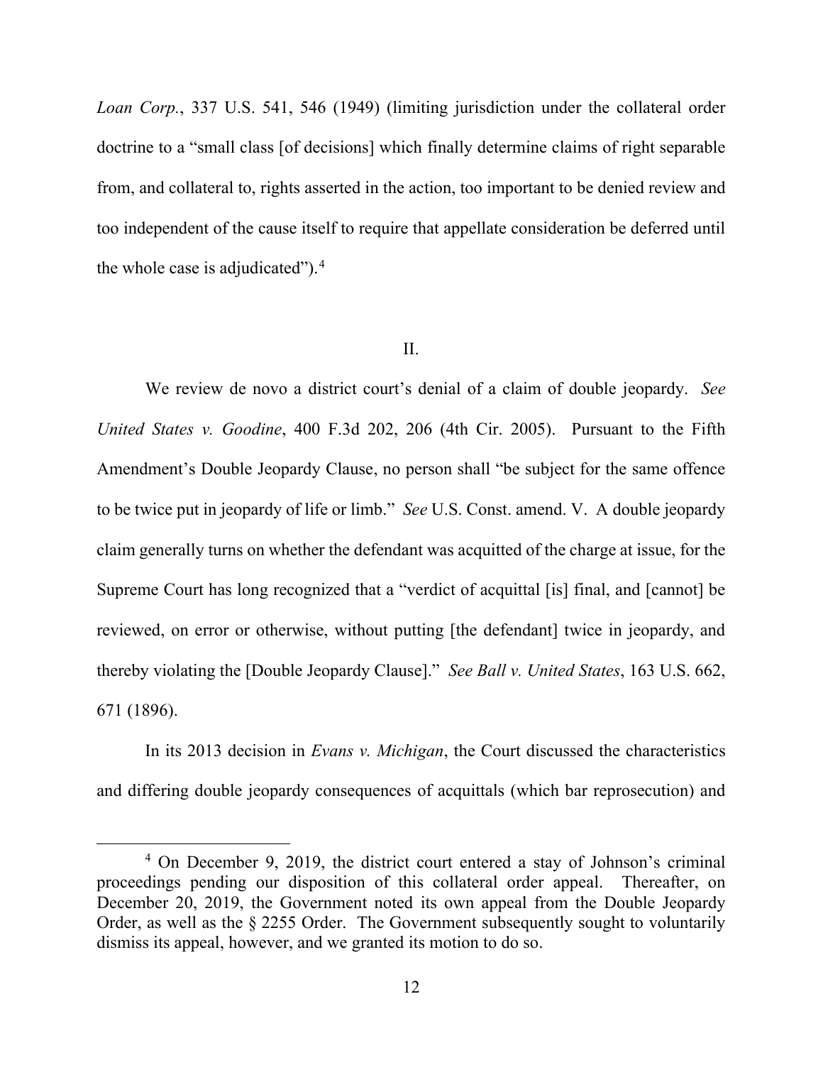*Loan Corp.*, 337 U.S. 541, 546 (1949) (limiting jurisdiction under the collateral order doctrine to a "small class [of decisions] which finally determine claims of right separable from, and collateral to, rights asserted in the action, too important to be denied review and too independent of the cause itself to require that appellate consideration be deferred until the whole case is adjudicated").[4]

## II.

We review de novo a district court's denial of a claim of double jeopardy. *See United States v. Goodine*, 400 F.3d 202, 206 (4th Cir. 2005). Pursuant to the Fifth Amendment's Double Jeopardy Clause, no person shall "be subject for the same offence to be twice put in jeopardy of life or limb." *See* U.S. Const. amend. V. A double jeopardy claim generally turns on whether the defendant was acquitted of the charge at issue, for the Supreme Court has long recognized that a "verdict of acquittal [is] final, and [cannot] be reviewed, on error or otherwise, without putting [the defendant] twice in jeopardy, and thereby violating the [Double Jeopardy Clause]." *See Ball v. United States*, 163 U.S. 662, 671 (1896).

In its 2013 decision in *Evans v. Michigan*, the Court discussed the characteristics and differing double jeopardy consequences of acquittals (which bar reprosecution) and

[4] On December 9, 2019, the district court entered a stay of Johnson's criminal proceedings pending our disposition of this collateral order appeal. Thereafter, on December 20, 2019, the Government noted its own appeal from the Double Jeopardy Order, as well as the § 2255 Order. The Government subsequently sought to voluntarily dismiss its appeal, however, and we granted its motion to do so.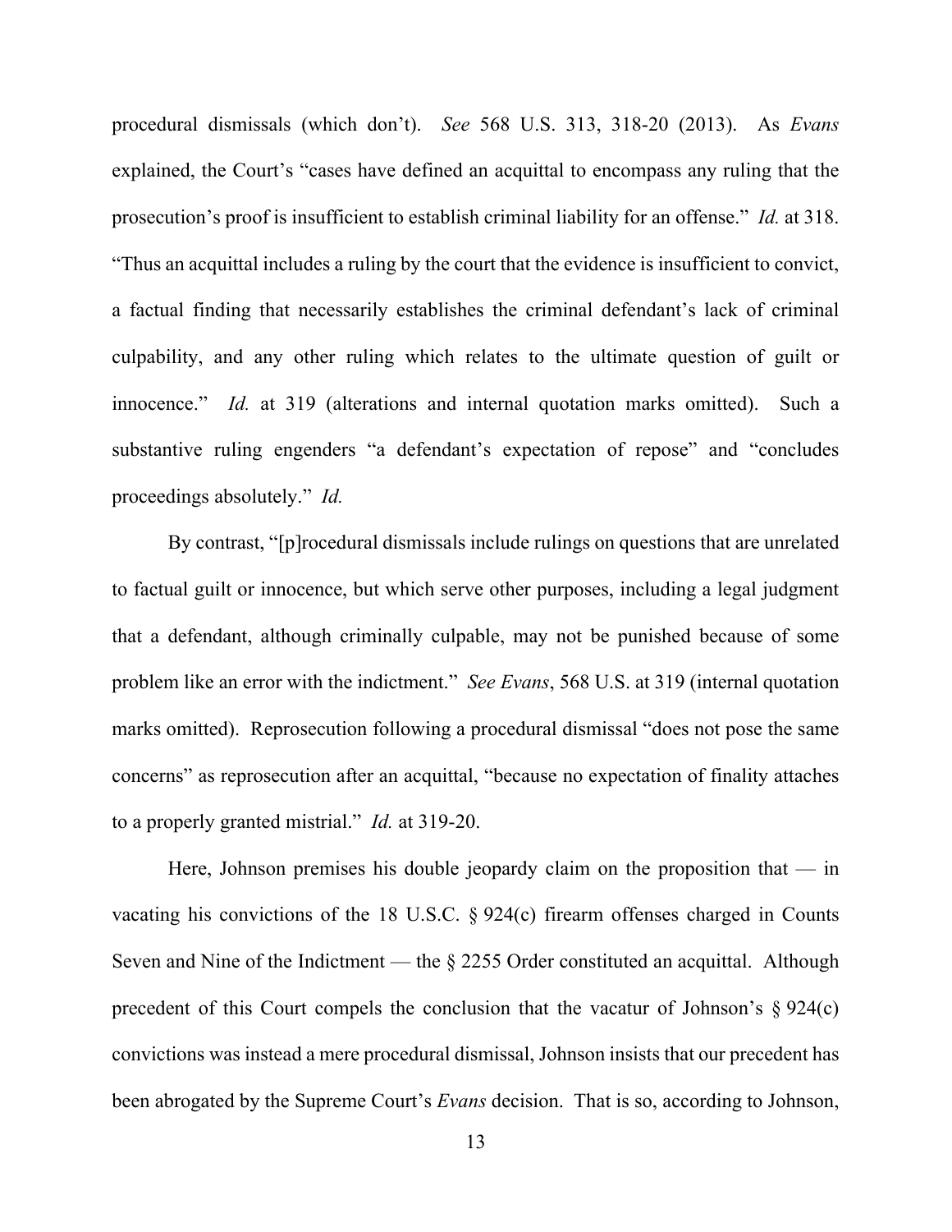procedural dismissals (which don't). *See* 568 U.S. 313, 318-20 (2013). As *Evans* explained, the Court's "cases have defined an acquittal to encompass any ruling that the prosecution's proof is insufficient to establish criminal liability for an offense." *Id.* at 318. "Thus an acquittal includes a ruling by the court that the evidence is insufficient to convict, a factual finding that necessarily establishes the criminal defendant's lack of criminal culpability, and any other ruling which relates to the ultimate question of guilt or innocence." *Id.* at 319 (alterations and internal quotation marks omitted). Such a substantive ruling engenders "a defendant's expectation of repose" and "concludes proceedings absolutely." *Id.*

By contrast, "[p]rocedural dismissals include rulings on questions that are unrelated to factual guilt or innocence, but which serve other purposes, including a legal judgment that a defendant, although criminally culpable, may not be punished because of some problem like an error with the indictment." *See Evans*, 568 U.S. at 319 (internal quotation marks omitted). Reprosecution following a procedural dismissal "does not pose the same concerns" as reprosecution after an acquittal, "because no expectation of finality attaches to a properly granted mistrial." *Id.* at 319-20.

Here, Johnson premises his double jeopardy claim on the proposition that — in vacating his convictions of the 18 U.S.C. § 924(c) firearm offenses charged in Counts Seven and Nine of the Indictment — the § 2255 Order constituted an acquittal. Although precedent of this Court compels the conclusion that the vacatur of Johnson's § 924(c) convictions was instead a mere procedural dismissal, Johnson insists that our precedent has been abrogated by the Supreme Court's *Evans* decision. That is so, according to Johnson,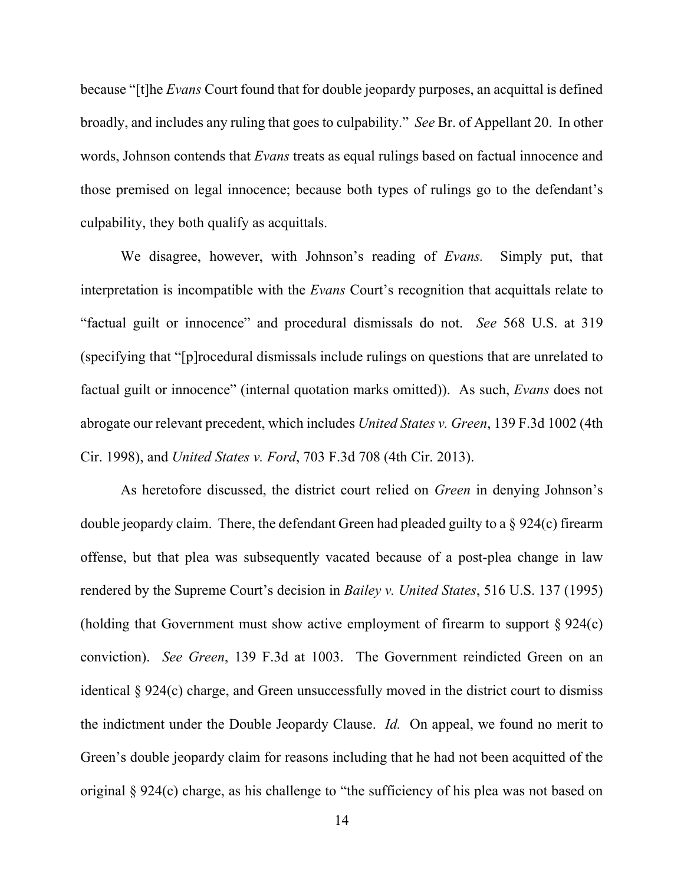because "[t]he *Evans* Court found that for double jeopardy purposes, an acquittal is defined broadly, and includes any ruling that goes to culpability." *See* Br. of Appellant 20. In other words, Johnson contends that *Evans* treats as equal rulings based on factual innocence and those premised on legal innocence; because both types of rulings go to the defendant's culpability, they both qualify as acquittals.

We disagree, however, with Johnson's reading of *Evans.* Simply put, that interpretation is incompatible with the *Evans* Court's recognition that acquittals relate to "factual guilt or innocence" and procedural dismissals do not. *See* 568 U.S. at 319 (specifying that "[p]rocedural dismissals include rulings on questions that are unrelated to factual guilt or innocence" (internal quotation marks omitted)). As such, *Evans* does not abrogate our relevant precedent, which includes *United States v. Green*, 139 F.3d 1002 (4th Cir. 1998), and *United States v. Ford*, 703 F.3d 708 (4th Cir. 2013).

As heretofore discussed, the district court relied on *Green* in denying Johnson's double jeopardy claim. There, the defendant Green had pleaded guilty to a § 924(c) firearm offense, but that plea was subsequently vacated because of a post-plea change in law rendered by the Supreme Court's decision in *Bailey v. United States*, 516 U.S. 137 (1995) (holding that Government must show active employment of firearm to support § 924(c) conviction). *See Green*, 139 F.3d at 1003. The Government reindicted Green on an identical § 924(c) charge, and Green unsuccessfully moved in the district court to dismiss the indictment under the Double Jeopardy Clause. *Id.* On appeal, we found no merit to Green's double jeopardy claim for reasons including that he had not been acquitted of the original § 924(c) charge, as his challenge to "the sufficiency of his plea was not based on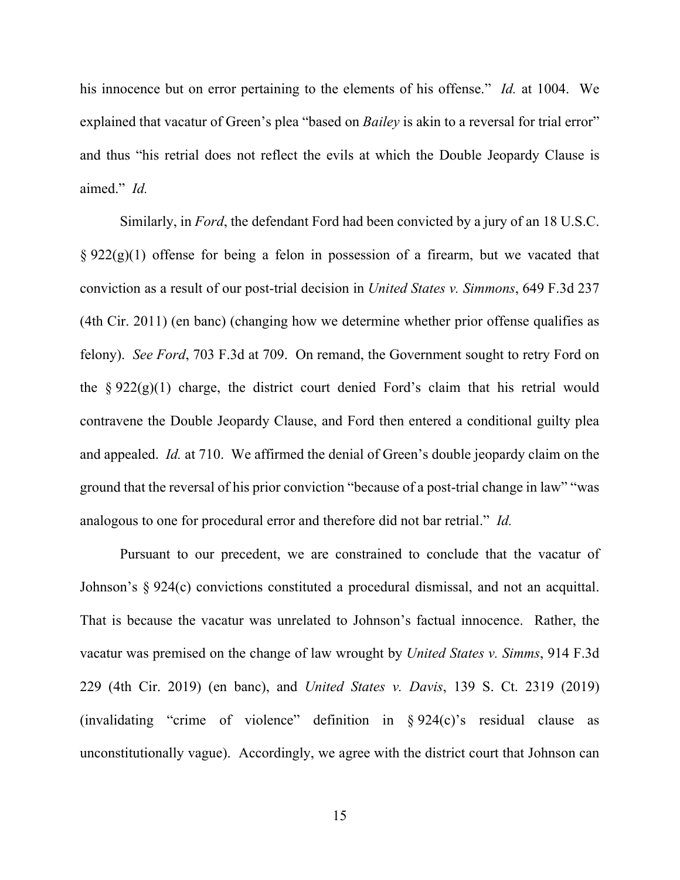his innocence but on error pertaining to the elements of his offense." *Id.* at 1004. We explained that vacatur of Green's plea "based on *Bailey* is akin to a reversal for trial error" and thus "his retrial does not reflect the evils at which the Double Jeopardy Clause is aimed." *Id.*

Similarly, in *Ford*, the defendant Ford had been convicted by a jury of an 18 U.S.C. § 922(g)(1) offense for being a felon in possession of a firearm, but we vacated that conviction as a result of our post-trial decision in *United States v. Simmons*, 649 F.3d 237 (4th Cir. 2011) (en banc) (changing how we determine whether prior offense qualifies as felony). *See Ford*, 703 F.3d at 709. On remand, the Government sought to retry Ford on the § 922(g)(1) charge, the district court denied Ford's claim that his retrial would contravene the Double Jeopardy Clause, and Ford then entered a conditional guilty plea and appealed. *Id.* at 710. We affirmed the denial of Green's double jeopardy claim on the ground that the reversal of his prior conviction "because of a post-trial change in law" "was analogous to one for procedural error and therefore did not bar retrial." *Id.*

Pursuant to our precedent, we are constrained to conclude that the vacatur of Johnson's § 924(c) convictions constituted a procedural dismissal, and not an acquittal. That is because the vacatur was unrelated to Johnson's factual innocence. Rather, the vacatur was premised on the change of law wrought by *United States v. Simms*, 914 F.3d 229 (4th Cir. 2019) (en banc), and *United States v. Davis*, 139 S. Ct. 2319 (2019) (invalidating "crime of violence" definition in § 924(c)'s residual clause as unconstitutionally vague). Accordingly, we agree with the district court that Johnson can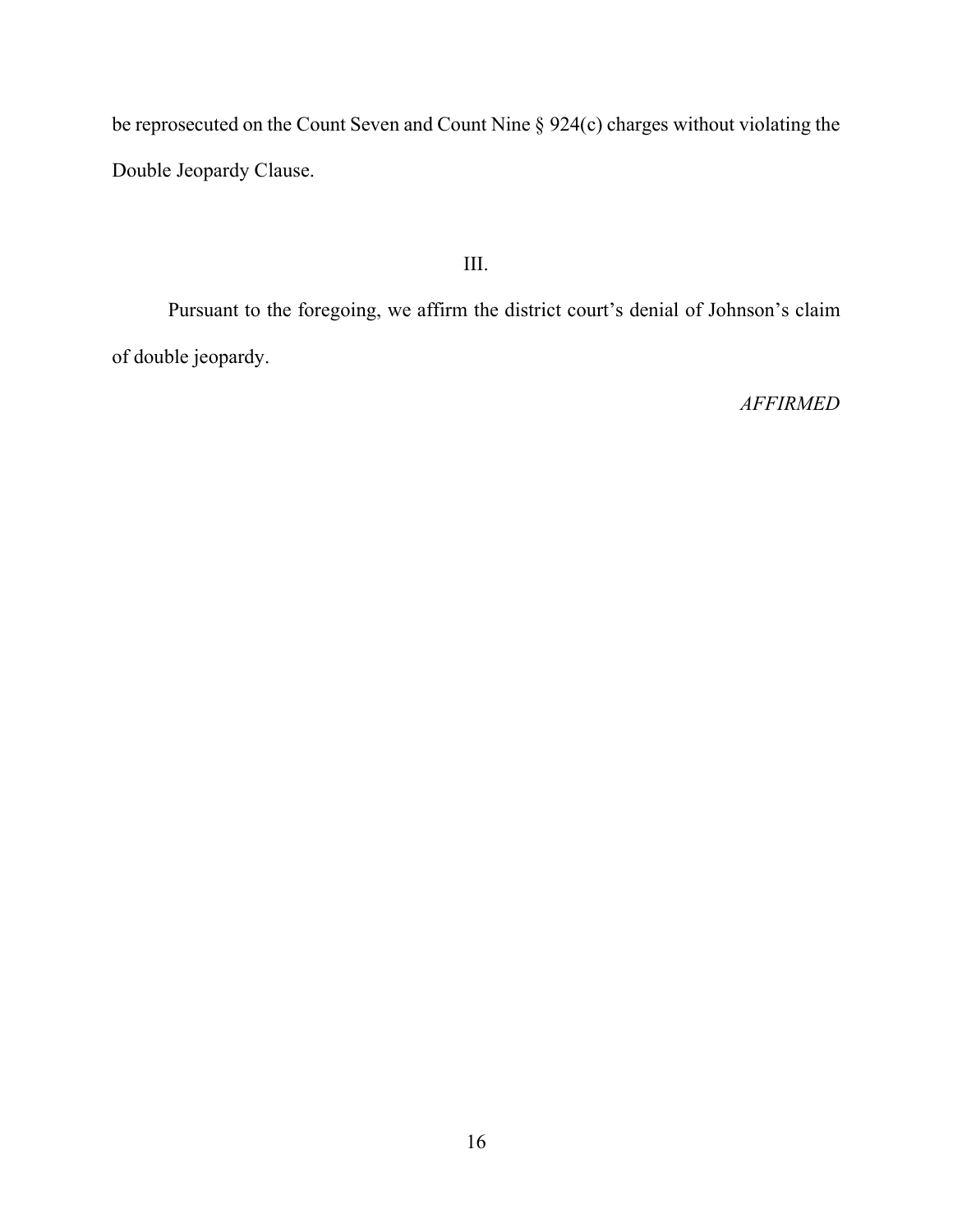be reprosecuted on the Count Seven and Count Nine § 924(c) charges without violating the Double Jeopardy Clause.

## III.

Pursuant to the foregoing, we affirm the district court's denial of Johnson's claim of double jeopardy.

*AFFIRMED*